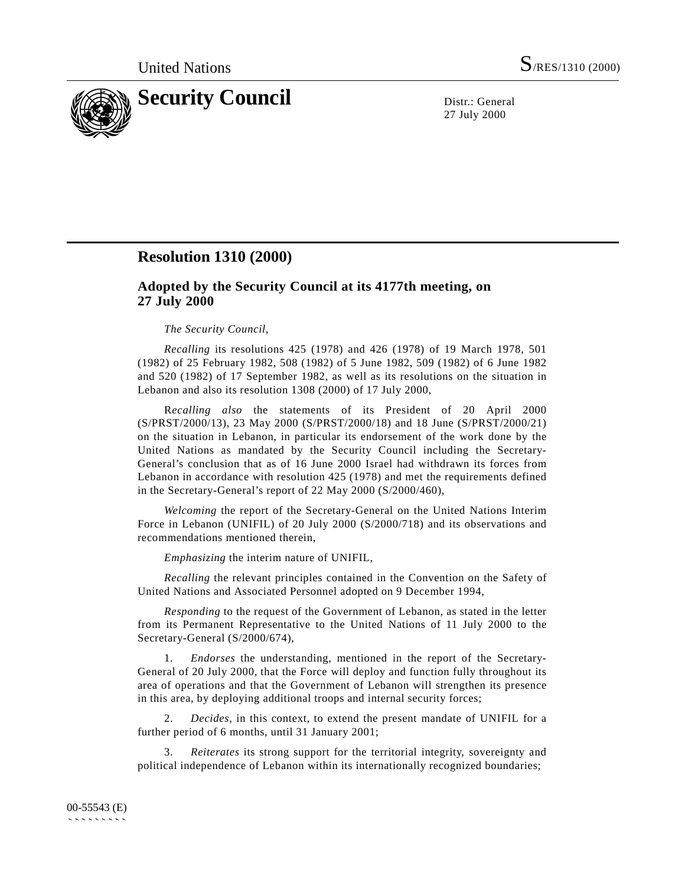United Nations S/RES/1310 (2000)

# Security Council

Distr.: General
27 July 2000

## Resolution 1310 (2000)

### Adopted by the Security Council at its 4177th meeting, on 27 July 2000

*The Security Council,*

*Recalling* its resolutions 425 (1978) and 426 (1978) of 19 March 1978, 501 (1982) of 25 February 1982, 508 (1982) of 5 June 1982, 509 (1982) of 6 June 1982 and 520 (1982) of 17 September 1982, as well as its resolutions on the situation in Lebanon and also its resolution 1308 (2000) of 17 July 2000,

*Recalling also* the statements of its President of 20 April 2000 (S/PRST/2000/13), 23 May 2000 (S/PRST/2000/18) and 18 June (S/PRST/2000/21) on the situation in Lebanon, in particular its endorsement of the work done by the United Nations as mandated by the Security Council including the Secretary-General's conclusion that as of 16 June 2000 Israel had withdrawn its forces from Lebanon in accordance with resolution 425 (1978) and met the requirements defined in the Secretary-General's report of 22 May 2000 (S/2000/460),

*Welcoming* the report of the Secretary-General on the United Nations Interim Force in Lebanon (UNIFIL) of 20 July 2000 (S/2000/718) and its observations and recommendations mentioned therein,

*Emphasizing* the interim nature of UNIFIL,

*Recalling* the relevant principles contained in the Convention on the Safety of United Nations and Associated Personnel adopted on 9 December 1994,

*Responding* to the request of the Government of Lebanon, as stated in the letter from its Permanent Representative to the United Nations of 11 July 2000 to the Secretary-General (S/2000/674),

1. *Endorses* the understanding, mentioned in the report of the Secretary-General of 20 July 2000, that the Force will deploy and function fully throughout its area of operations and that the Government of Lebanon will strengthen its presence in this area, by deploying additional troops and internal security forces;

2. *Decides*, in this context, to extend the present mandate of UNIFIL for a further period of 6 months, until 31 January 2001;

3. *Reiterates* its strong support for the territorial integrity, sovereignty and political independence of Lebanon within its internationally recognized boundaries;

00-55543 (E)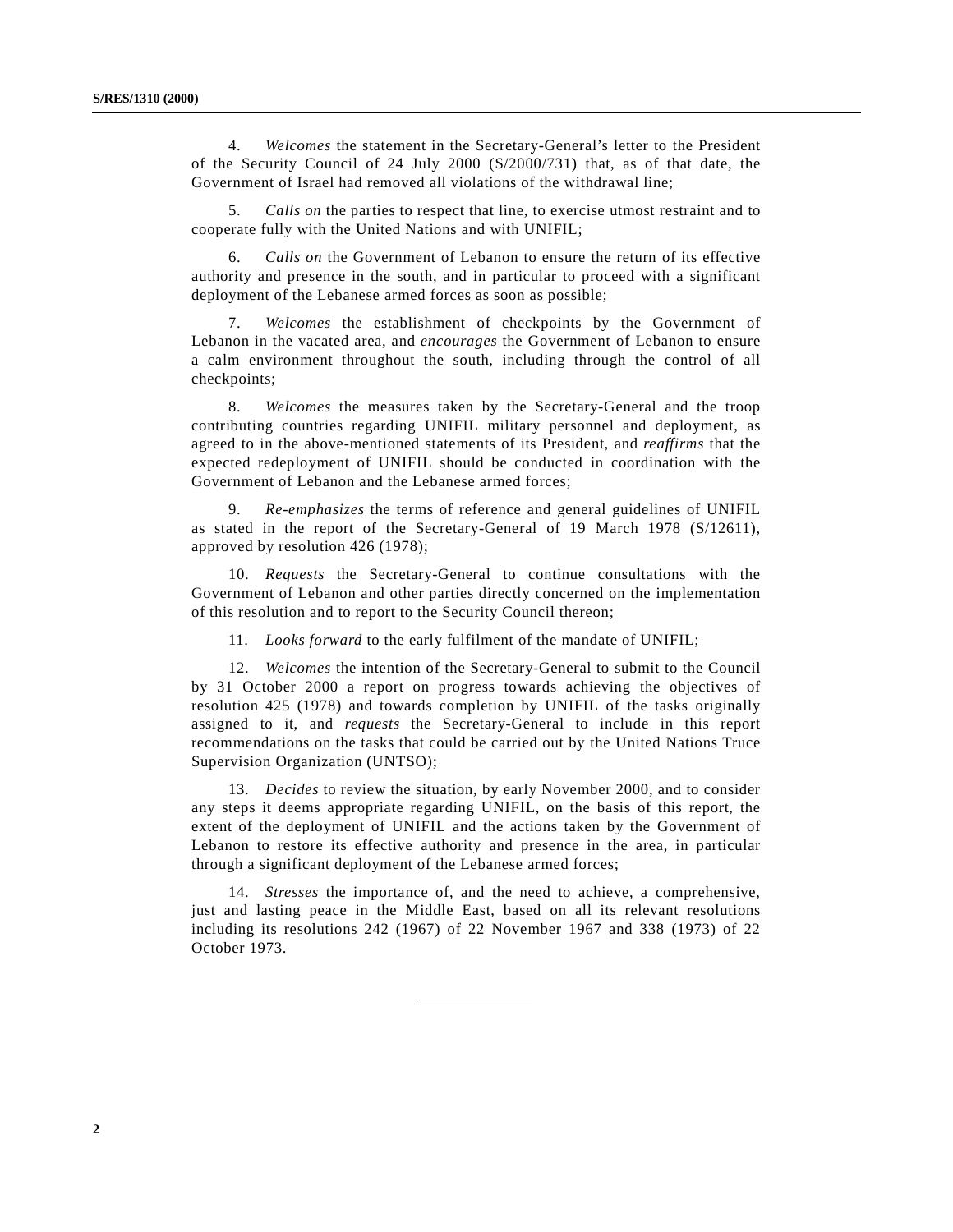4. *Welcomes* the statement in the Secretary-General's letter to the President of the Security Council of 24 July 2000 (S/2000/731) that, as of that date, the Government of Israel had removed all violations of the withdrawal line;

5. *Calls on* the parties to respect that line, to exercise utmost restraint and to cooperate fully with the United Nations and with UNIFIL;

6. *Calls on* the Government of Lebanon to ensure the return of its effective authority and presence in the south, and in particular to proceed with a significant deployment of the Lebanese armed forces as soon as possible;

7. *Welcomes* the establishment of checkpoints by the Government of Lebanon in the vacated area, and *encourages* the Government of Lebanon to ensure a calm environment throughout the south, including through the control of all checkpoints;

8. *Welcomes* the measures taken by the Secretary-General and the troop contributing countries regarding UNIFIL military personnel and deployment, as agreed to in the above-mentioned statements of its President, and *reaffirms* that the expected redeployment of UNIFIL should be conducted in coordination with the Government of Lebanon and the Lebanese armed forces;

9. *Re-emphasizes* the terms of reference and general guidelines of UNIFIL as stated in the report of the Secretary-General of 19 March 1978 (S/12611), approved by resolution 426 (1978);

10. *Requests* the Secretary-General to continue consultations with the Government of Lebanon and other parties directly concerned on the implementation of this resolution and to report to the Security Council thereon;

11. *Looks forward* to the early fulfilment of the mandate of UNIFIL;

12. *Welcomes* the intention of the Secretary-General to submit to the Council by 31 October 2000 a report on progress towards achieving the objectives of resolution 425 (1978) and towards completion by UNIFIL of the tasks originally assigned to it, and *requests* the Secretary-General to include in this report recommendations on the tasks that could be carried out by the United Nations Truce Supervision Organization (UNTSO);

13. *Decides* to review the situation, by early November 2000, and to consider any steps it deems appropriate regarding UNIFIL, on the basis of this report, the extent of the deployment of UNIFIL and the actions taken by the Government of Lebanon to restore its effective authority and presence in the area, in particular through a significant deployment of the Lebanese armed forces;

14. *Stresses* the importance of, and the need to achieve, a comprehensive, just and lasting peace in the Middle East, based on all its relevant resolutions including its resolutions 242 (1967) of 22 November 1967 and 338 (1973) of 22 October 1973.